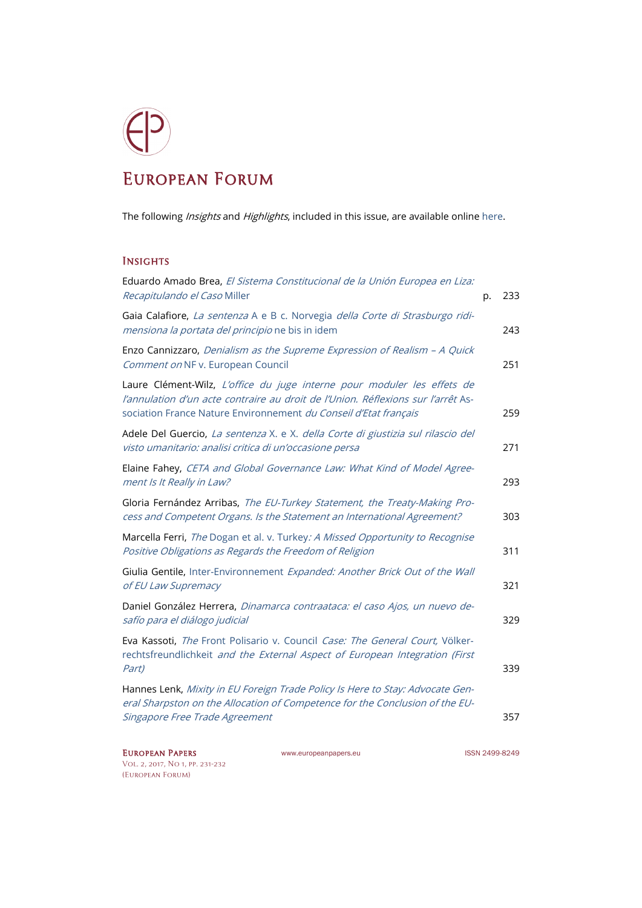# European Forum

The following *Insights* and *Highlights*, included in this issue, are available online here.

## Insights

| | |
|---|---|
| Eduardo Amado Brea, *El Sistema Constitucional de la Unión Europea en Liza: Recapitulando el Caso* Miller | p. 233 |
| Gaia Calafiore, *La sentenza* A e B c. Norvegia *della Corte di Strasburgo ridimensiona la portata del principio* ne bis in idem | 243 |
| Enzo Cannizzaro, *Denialism as the Supreme Expression of Realism – A Quick Comment on* NF v. European Council | 251 |
| Laure Clément-Wilz, *L'office du juge interne pour moduler les effets de l'annulation d'un acte contraire au droit de l'Union. Réflexions sur l'arrêt* Association France Nature Environnement *du Conseil d'Etat français* | 259 |
| Adele Del Guercio, *La sentenza* X. e X. *della Corte di giustizia sul rilascio del visto umanitario: analisi critica di un'occasione persa* | 271 |
| Elaine Fahey, *CETA and Global Governance Law: What Kind of Model Agreement Is It Really in Law?* | 293 |
| Gloria Fernández Arribas, *The EU-Turkey Statement, the Treaty-Making Process and Competent Organs. Is the Statement an International Agreement?* | 303 |
| Marcella Ferri, *The* Dogan et al. v. Turkey*: A Missed Opportunity to Recognise Positive Obligations as Regards the Freedom of Religion* | 311 |
| Giulia Gentile, Inter-Environnement *Expanded: Another Brick Out of the Wall of EU Law Supremacy* | 321 |
| Daniel González Herrera, *Dinamarca contraataca: el caso Ajos, un nuevo desafío para el diálogo judicial* | 329 |
| Eva Kassoti, *The* Front Polisario v. Council *Case: The General Court,* Völkerrechtsfreundlichkeit *and the External Aspect of European Integration (First Part)* | 339 |
| Hannes Lenk, *Mixity in EU Foreign Trade Policy Is Here to Stay: Advocate General Sharpston on the Allocation of Competence for the Conclusion of the EU-Singapore Free Trade Agreement* | 357 |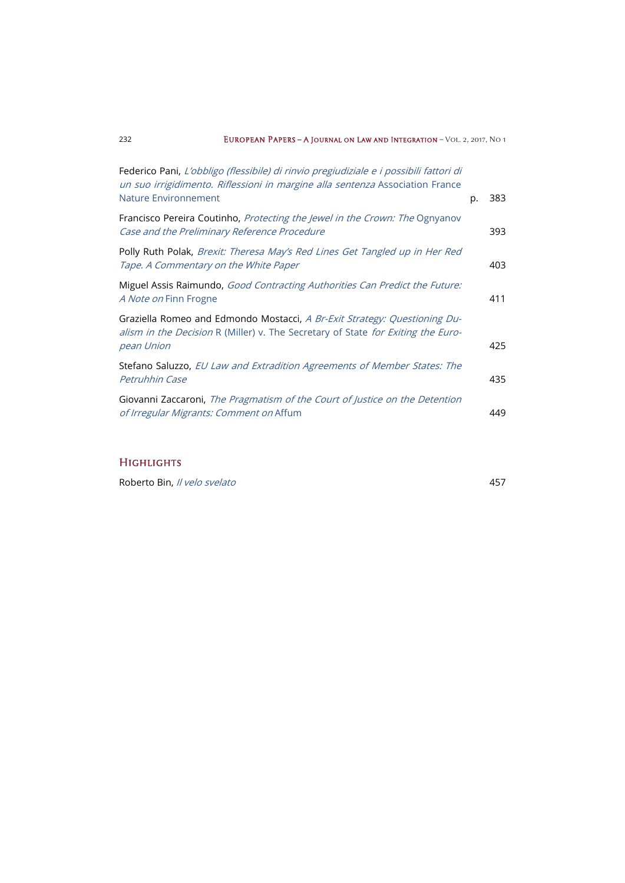Federico Pani, *L'obbligo (flessibile) di rinvio pregiudiziale e i possibili fattori di un suo irrigidimento. Riflessioni in margine alla sentenza* Association France Nature Environnement p. 383

Francisco Pereira Coutinho, *Protecting the Jewel in the Crown: The* Ognyanov *Case and the Preliminary Reference Procedure* 393

Polly Ruth Polak, *Brexit: Theresa May's Red Lines Get Tangled up in Her Red Tape. A Commentary on the White Paper* 403

Miguel Assis Raimundo, *Good Contracting Authorities Can Predict the Future: A Note on* Finn Frogne 411

Graziella Romeo and Edmondo Mostacci, *A Br-Exit Strategy: Questioning Dualism in the Decision* R (Miller) v. The Secretary of State *for Exiting the European Union* 425

Stefano Saluzzo, *EU Law and Extradition Agreements of Member States: The Petruhhin Case* 435

Giovanni Zaccaroni, *The Pragmatism of the Court of Justice on the Detention of Irregular Migrants: Comment on* Affum 449

## Highlights

Roberto Bin, *Il velo svelato* 457